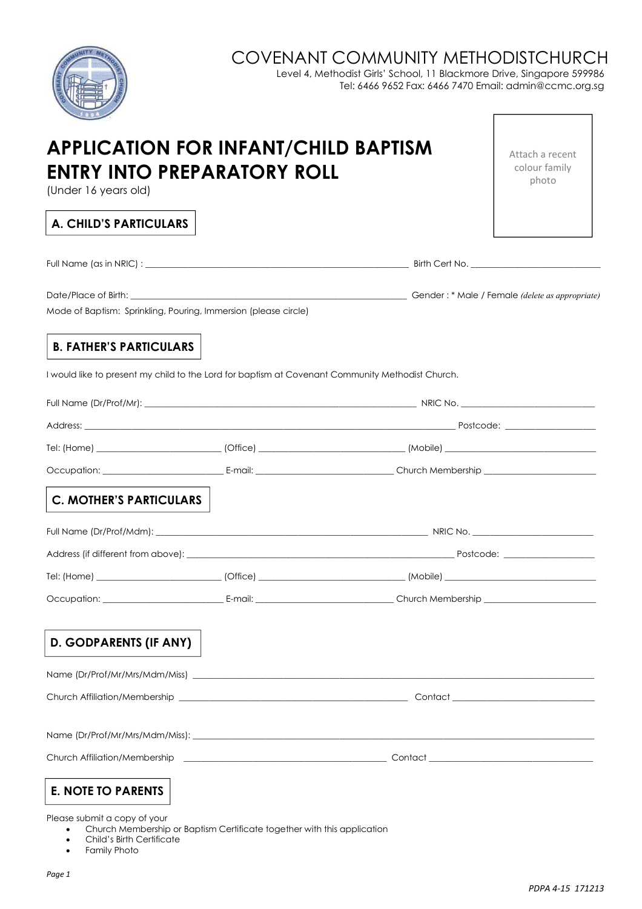COVENANT COMMUNITY METHODISTCHURCH

Level 4, Methodist Girls' School, 11 Blackmore Drive, Singapore 599986
Tel: 6466 9652 Fax: 6466 7470 Email: admin@ccmc.org.sg

# APPLICATION FOR INFANT/CHILD BAPTISM ENTRY INTO PREPARATORY ROLL

(Under 16 years old)

Attach a recent colour family photo

## A. CHILD'S PARTICULARS

Full Name (as in NRIC) : ____________________ Birth Cert No. ____________________

Date/Place of Birth: ____________________ Gender : * Male / Female *(delete as appropriate)*

Mode of Baptism: Sprinkling, Pouring, Immersion (please circle)

## B. FATHER'S PARTICULARS

I would like to present my child to the Lord for baptism at Covenant Community Methodist Church.

Full Name (Dr/Prof/Mr): ____________________ NRIC No. ____________________

Address: ____________________ Postcode: ____________________

Tel: (Home) ____________________ (Office) ____________________ (Mobile) ____________________

Occupation: ____________________ E-mail: ____________________ Church Membership ____________________

## C. MOTHER'S PARTICULARS

Full Name (Dr/Prof/Mdm): ____________________ NRIC No. ____________________

Address (if different from above): ____________________ Postcode: ____________________

Tel: (Home) ____________________ (Office) ____________________ (Mobile) ____________________

Occupation: ____________________ E-mail: ____________________ Church Membership ____________________

## D. GODPARENTS (IF ANY)

Name (Dr/Prof/Mr/Mrs/Mdm/Miss) ____________________

Church Affiliation/Membership ____________________ Contact ____________________

Name (Dr/Prof/Mr/Mrs/Mdm/Miss): ____________________

Church Affiliation/Membership ____________________ Contact ____________________

## E. NOTE TO PARENTS

Please submit a copy of your

- Church Membership or Baptism Certificate together with this application
- Child's Birth Certificate
- Family Photo

*PDPA 4-15 171213*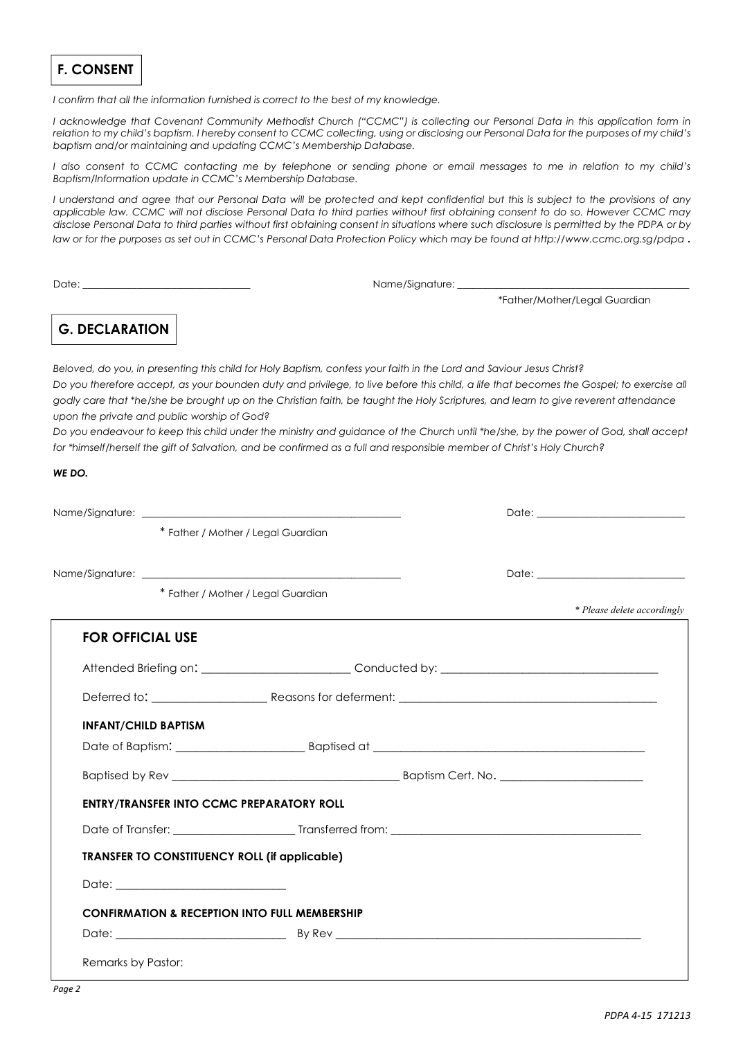## F. CONSENT

*I confirm that all the information furnished is correct to the best of my knowledge.*

*I acknowledge that Covenant Community Methodist Church ("CCMC") is collecting our Personal Data in this application form in relation to my child's baptism. I hereby consent to CCMC collecting, using or disclosing our Personal Data for the purposes of my child's baptism and/or maintaining and updating CCMC's Membership Database.*

*I also consent to CCMC contacting me by telephone or sending phone or email messages to me in relation to my child's Baptism/Information update in CCMC's Membership Database.*

*I understand and agree that our Personal Data will be protected and kept confidential but this is subject to the provisions of any applicable law. CCMC will not disclose Personal Data to third parties without first obtaining consent to do so. However CCMC may disclose Personal Data to third parties without first obtaining consent in situations where such disclosure is permitted by the PDPA or by law or for the purposes as set out in CCMC's Personal Data Protection Policy which may be found at http://www.ccmc.org.sg/pdpa .*

Date: ______________________________ Name/Signature: ________________________________________

*Father/Mother/Legal Guardian

## G. DECLARATION

*Beloved, do you, in presenting this child for Holy Baptism, confess your faith in the Lord and Saviour Jesus Christ?*

*Do you therefore accept, as your bounden duty and privilege, to live before this child, a life that becomes the Gospel; to exercise all godly care that *he/she be brought up on the Christian faith, be taught the Holy Scriptures, and learn to give reverent attendance upon the private and public worship of God?*

*Do you endeavour to keep this child under the ministry and guidance of the Church until *he/she, by the power of God, shall accept for *himself/herself the gift of Salvation, and be confirmed as a full and responsible member of Christ's Holy Church?*

***WE DO.***

Name/Signature: ______________________________________________ Date: __________________________

\* Father / Mother / Legal Guardian

Name/Signature: ______________________________________________ Date: __________________________

\* Father / Mother / Legal Guardian

*\* Please delete accordingly*

### FOR OFFICIAL USE

Attended Briefing on: _______________________ Conducted by: __________________________________

Deferred to: __________________ Reasons for deferment: ________________________________________

**INFANT/CHILD BAPTISM**

Date of Baptism: ____________________ Baptised at _____________________________________________

Baptised by Rev ____________________________________ Baptism Cert. No. ______________________

**ENTRY/TRANSFER INTO CCMC PREPARATORY ROLL**

Date of Transfer: ____________________ Transferred from: ________________________________________

**TRANSFER TO CONSTITUENCY ROLL (if applicable)**

Date: ____________________________

**CONFIRMATION & RECEPTION INTO FULL MEMBERSHIP**

Date: ____________________________ By Rev ____________________________________________________

Remarks by Pastor:

*PDPA 4-15 171213*